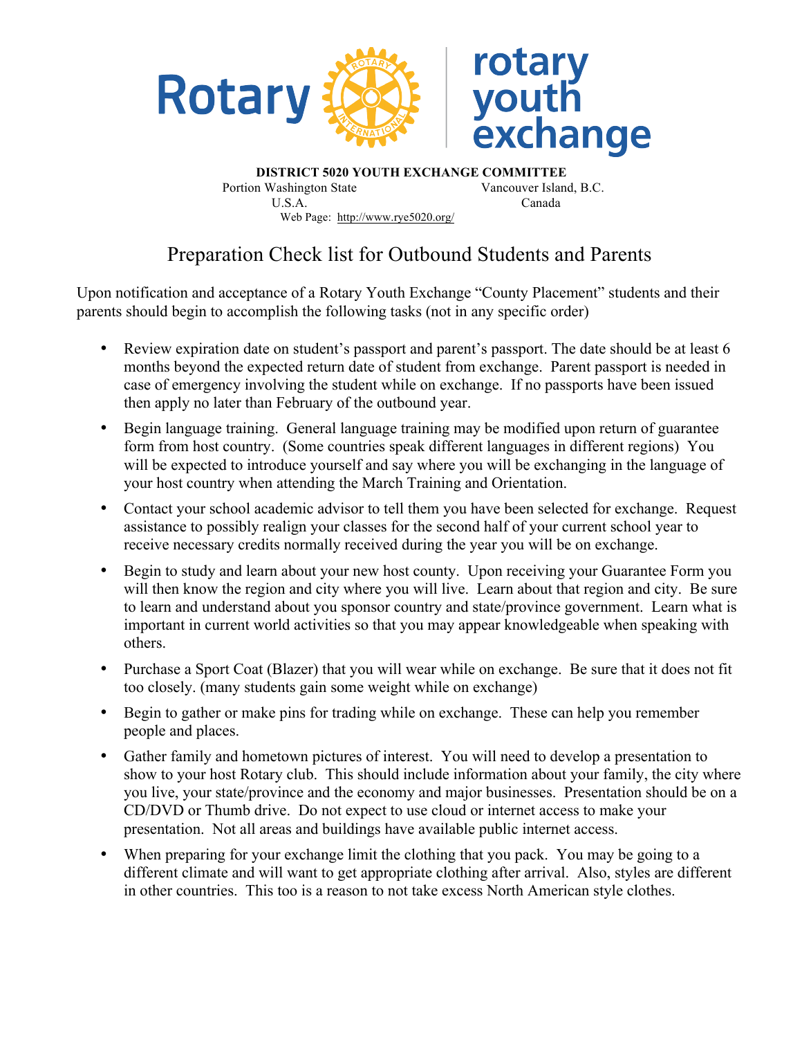Rotary | rotary youth exchange

**DISTRICT 5020 YOUTH EXCHANGE COMMITTEE**

Portion Washington State U.S.A. | Vancouver Island, B.C. Canada

Web Page: http://www.rye5020.org/

# Preparation Check list for Outbound Students and Parents

Upon notification and acceptance of a Rotary Youth Exchange "County Placement" students and their parents should begin to accomplish the following tasks (not in any specific order)

- Review expiration date on student's passport and parent's passport. The date should be at least 6 months beyond the expected return date of student from exchange. Parent passport is needed in case of emergency involving the student while on exchange. If no passports have been issued then apply no later than February of the outbound year.
- Begin language training. General language training may be modified upon return of guarantee form from host country. (Some countries speak different languages in different regions) You will be expected to introduce yourself and say where you will be exchanging in the language of your host country when attending the March Training and Orientation.
- Contact your school academic advisor to tell them you have been selected for exchange. Request assistance to possibly realign your classes for the second half of your current school year to receive necessary credits normally received during the year you will be on exchange.
- Begin to study and learn about your new host county. Upon receiving your Guarantee Form you will then know the region and city where you will live. Learn about that region and city. Be sure to learn and understand about you sponsor country and state/province government. Learn what is important in current world activities so that you may appear knowledgeable when speaking with others.
- Purchase a Sport Coat (Blazer) that you will wear while on exchange. Be sure that it does not fit too closely. (many students gain some weight while on exchange)
- Begin to gather or make pins for trading while on exchange. These can help you remember people and places.
- Gather family and hometown pictures of interest. You will need to develop a presentation to show to your host Rotary club. This should include information about your family, the city where you live, your state/province and the economy and major businesses. Presentation should be on a CD/DVD or Thumb drive. Do not expect to use cloud or internet access to make your presentation. Not all areas and buildings have available public internet access.
- When preparing for your exchange limit the clothing that you pack. You may be going to a different climate and will want to get appropriate clothing after arrival. Also, styles are different in other countries. This too is a reason to not take excess North American style clothes.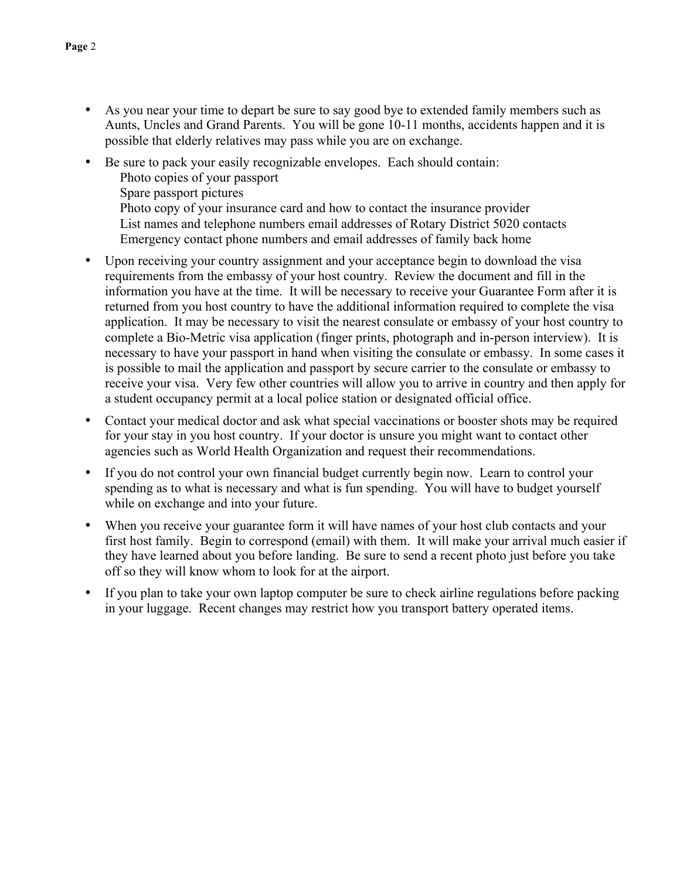- As you near your time to depart be sure to say good bye to extended family members such as Aunts, Uncles and Grand Parents.  You will be gone 10-11 months, accidents happen and it is possible that elderly relatives may pass while you are on exchange.
- Be sure to pack your easily recognizable envelopes.  Each should contain:
  Photo copies of your passport
  Spare passport pictures
  Photo copy of your insurance card and how to contact the insurance provider
  List names and telephone numbers email addresses of Rotary District 5020 contacts
  Emergency contact phone numbers and email addresses of family back home
- Upon receiving your country assignment and your acceptance begin to download the visa requirements from the embassy of your host country.  Review the document and fill in the information you have at the time.  It will be necessary to receive your Guarantee Form after it is returned from you host country to have the additional information required to complete the visa application.  It may be necessary to visit the nearest consulate or embassy of your host country to complete a Bio-Metric visa application (finger prints, photograph and in-person interview).  It is necessary to have your passport in hand when visiting the consulate or embassy.  In some cases it is possible to mail the application and passport by secure carrier to the consulate or embassy to receive your visa.  Very few other countries will allow you to arrive in country and then apply for a student occupancy permit at a local police station or designated official office.
- Contact your medical doctor and ask what special vaccinations or booster shots may be required for your stay in you host country.  If your doctor is unsure you might want to contact other agencies such as World Health Organization and request their recommendations.
- If you do not control your own financial budget currently begin now.  Learn to control your spending as to what is necessary and what is fun spending.  You will have to budget yourself while on exchange and into your future.
- When you receive your guarantee form it will have names of your host club contacts and your first host family.  Begin to correspond (email) with them.  It will make your arrival much easier if they have learned about you before landing.  Be sure to send a recent photo just before you take off so they will know whom to look for at the airport.
- If you plan to take your own laptop computer be sure to check airline regulations before packing in your luggage.  Recent changes may restrict how you transport battery operated items.